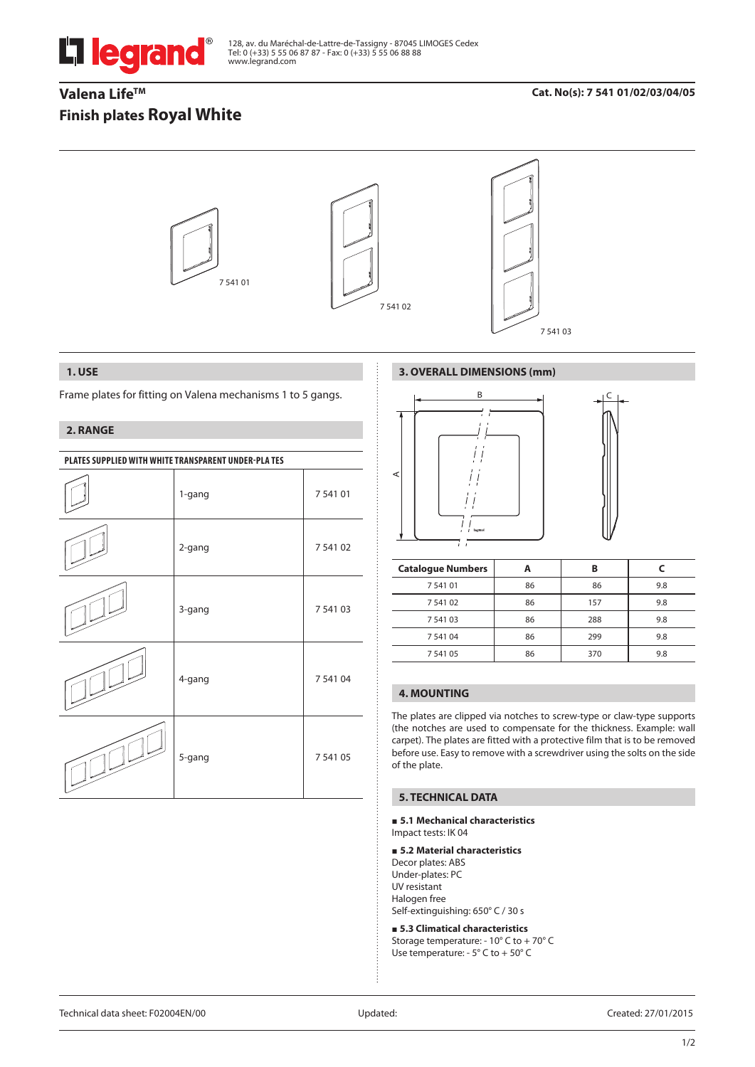128, av. du Maréchal-de-Lattre-de-Tassigny - 87045 LIMOGES Cedex
Tel: 0 (+33) 5 55 06 87 87 - Fax: 0 (+33) 5 55 06 88 88
www.legrand.com

# Valena Life™

# Finish plates Royal White

**Cat. No(s): 7 541 01/02/03/04/05**

7 541 01

7 541 02

7 541 03

## 1. USE

Frame plates for fitting on Valena mechanisms 1 to 5 gangs.

## 2. RANGE

**PLATES SUPPLIED WITH WHITE TRANSPARENT UNDER-PLA TES**

| | | |
|---|---|---|
| | 1-gang | 7 541 01 |
| | 2-gang | 7 541 02 |
| | 3-gang | 7 541 03 |
| | 4-gang | 7 541 04 |
| | 5-gang | 7 541 05 |

## 3. OVERALL DIMENSIONS (mm)

| Catalogue Numbers | A | B | C |
|---|---|---|---|
| 7 541 01 | 86 | 86 | 9.8 |
| 7 541 02 | 86 | 157 | 9.8 |
| 7 541 03 | 86 | 288 | 9.8 |
| 7 541 04 | 86 | 299 | 9.8 |
| 7 541 05 | 86 | 370 | 9.8 |

## 4. MOUNTING

The plates are clipped via notches to screw-type or claw-type supports (the notches are used to compensate for the thickness. Example: wall carpet). The plates are fitted with a protective film that is to be removed before use. Easy to remove with a screwdriver using the solts on the side of the plate.

## 5. TECHNICAL DATA

**■ 5.1 Mechanical characteristics**

Impact tests: IK 04

**■ 5.2 Material characteristics**

Decor plates: ABS
Under-plates: PC
UV resistant
Halogen free
Self-extinguishing: 650° C / 30 s

**■ 5.3 Climatical characteristics**

Storage temperature: - 10° C to + 70° C
Use temperature: - 5° C to + 50° C

Technical data sheet: F02004EN/00 | Updated: | Created: 27/01/2015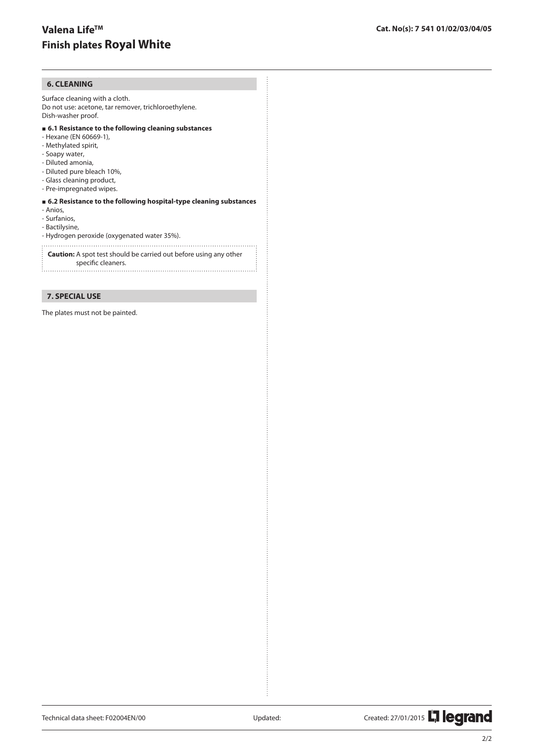## 6. CLEANING

Surface cleaning with a cloth.
Do not use: acetone, tar remover, trichloroethylene.
Dish-washer proof.

### ■ 6.1 Resistance to the following cleaning substances

- Hexane (EN 60669-1),
- Methylated spirit,
- Soapy water,
- Diluted amonia,
- Diluted pure bleach 10%,
- Glass cleaning product,
- Pre-impregnated wipes.

### ■ 6.2 Resistance to the following hospital-type cleaning substances

- Anios,
- Surfanios,
- Bactilysine,
- Hydrogen peroxide (oxygenated water 35%).

**Caution:** A spot test should be carried out before using any other specific cleaners.

## 7. SPECIAL USE

The plates must not be painted.